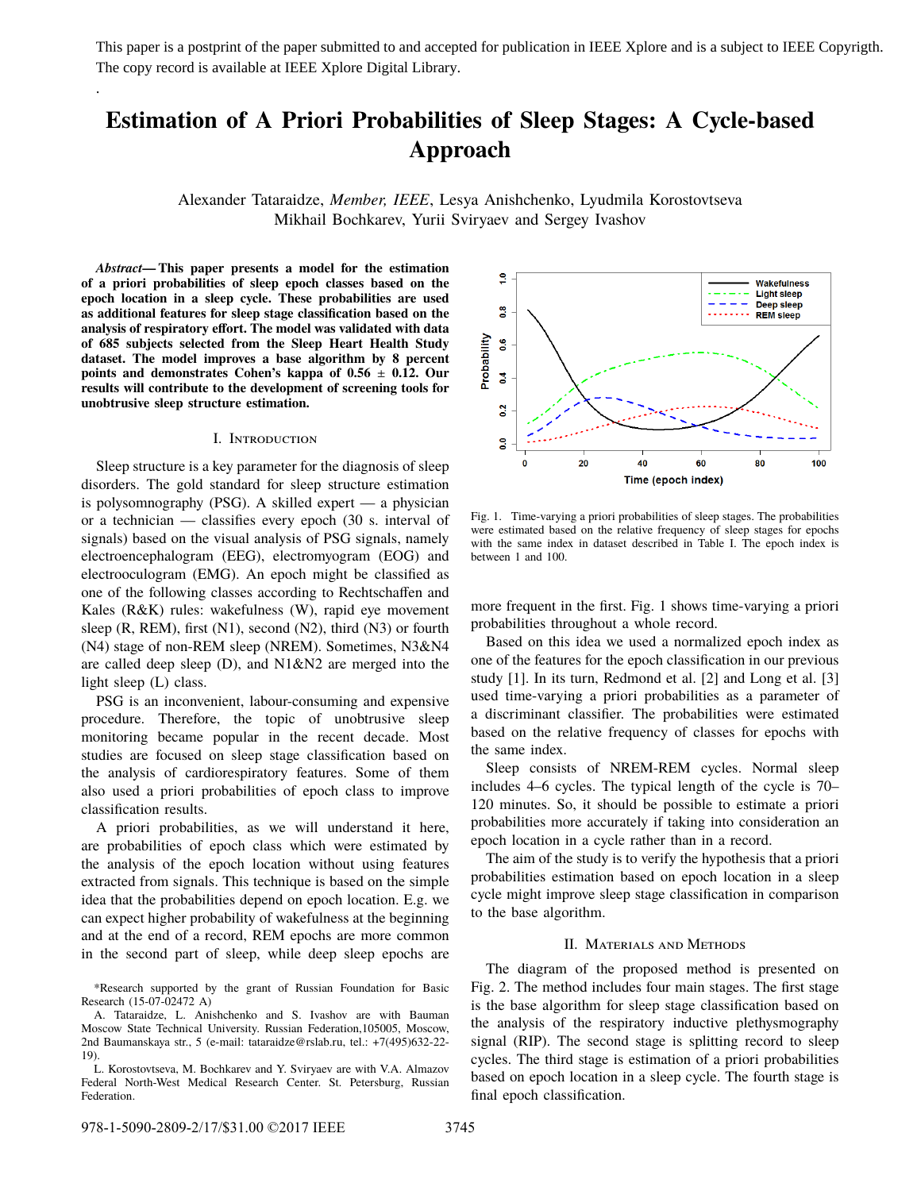This paper is a postprint of the paper submitted to and accepted for publication in IEEE Xplore and is a subject to IEEE Copyrigth. The copy record is available at IEEE Xplore Digital Library.

# Estimation of A Priori Probabilities of Sleep Stages: A Cycle-based Approach

Alexander Tataraidze, *Member, IEEE*, Lesya Anishchenko, Lyudmila Korostovtseva  
Mikhail Bochkarev, Yurii Sviryaev and Sergey Ivashov

***Abstract*— This paper presents a model for the estimation of a priori probabilities of sleep epoch classes based on the epoch location in a sleep cycle. These probabilities are used as additional features for sleep stage classification based on the analysis of respiratory effort. The model was validated with data of 685 subjects selected from the Sleep Heart Health Study dataset. The model improves a base algorithm by 8 percent points and demonstrates Cohen's kappa of 0.56 ± 0.12. Our results will contribute to the development of screening tools for unobtrusive sleep structure estimation.**

## I. Introduction

Sleep structure is a key parameter for the diagnosis of sleep disorders. The gold standard for sleep structure estimation is polysomnography (PSG). A skilled expert — a physician or a technician — classifies every epoch (30 s. interval of signals) based on the visual analysis of PSG signals, namely electroencephalogram (EEG), electromyogram (EOG) and electrooculogram (EMG). An epoch might be classified as one of the following classes according to Rechtschaffen and Kales (R&K) rules: wakefulness (W), rapid eye movement sleep (R, REM), first (N1), second (N2), third (N3) or fourth (N4) stage of non-REM sleep (NREM). Sometimes, N3&N4 are called deep sleep (D), and N1&N2 are merged into the light sleep (L) class.

PSG is an inconvenient, labour-consuming and expensive procedure. Therefore, the topic of unobtrusive sleep monitoring became popular in the recent decade. Most studies are focused on sleep stage classification based on the analysis of cardiorespiratory features. Some of them also used a priori probabilities of epoch class to improve classification results.

A priori probabilities, as we will understand it here, are probabilities of epoch class which were estimated by the analysis of the epoch location without using features extracted from signals. This technique is based on the simple idea that the probabilities depend on epoch location. E.g. we can expect higher probability of wakefulness at the beginning and at the end of a record, REM epochs are more common in the second part of sleep, while deep sleep epochs are more frequent in the first. Fig. 1 shows time-varying a priori probabilities throughout a whole record.

Fig. 1. Time-varying a priori probabilities of sleep stages. The probabilities were estimated based on the relative frequency of sleep stages for epochs with the same index in dataset described in Table I. The epoch index is between 1 and 100.

Based on this idea we used a normalized epoch index as one of the features for the epoch classification in our previous study [1]. In its turn, Redmond et al. [2] and Long et al. [3] used time-varying a priori probabilities as a parameter of a discriminant classifier. The probabilities were estimated based on the relative frequency of classes for epochs with the same index.

Sleep consists of NREM-REM cycles. Normal sleep includes 4–6 cycles. The typical length of the cycle is 70–120 minutes. So, it should be possible to estimate a priori probabilities more accurately if taking into consideration an epoch location in a cycle rather than in a record.

The aim of the study is to verify the hypothesis that a priori probabilities estimation based on epoch location in a sleep cycle might improve sleep stage classification in comparison to the base algorithm.

## II. Materials and Methods

The diagram of the proposed method is presented on Fig. 2. The method includes four main stages. The first stage is the base algorithm for sleep stage classification based on the analysis of the respiratory inductive plethysmography signal (RIP). The second stage is splitting record to sleep cycles. The third stage is estimation of a priori probabilities based on epoch location in a sleep cycle. The fourth stage is final epoch classification.

*Research supported by the grant of Russian Foundation for Basic Research (15-07-02472 A)

A. Tataraidze, L. Anishchenko and S. Ivashov are with Bauman Moscow State Technical University. Russian Federation,105005, Moscow, 2nd Baumanskaya str., 5 (e-mail: tataraidze@rslab.ru, tel.: +7(495)632-22-19).

L. Korostovtseva, M. Bochkarev and Y. Sviryaev are with V.A. Almazov Federal North-West Medical Research Center. St. Petersburg, Russian Federation.

978-1-5090-2809-2/17/$31.00 ©2017 IEEE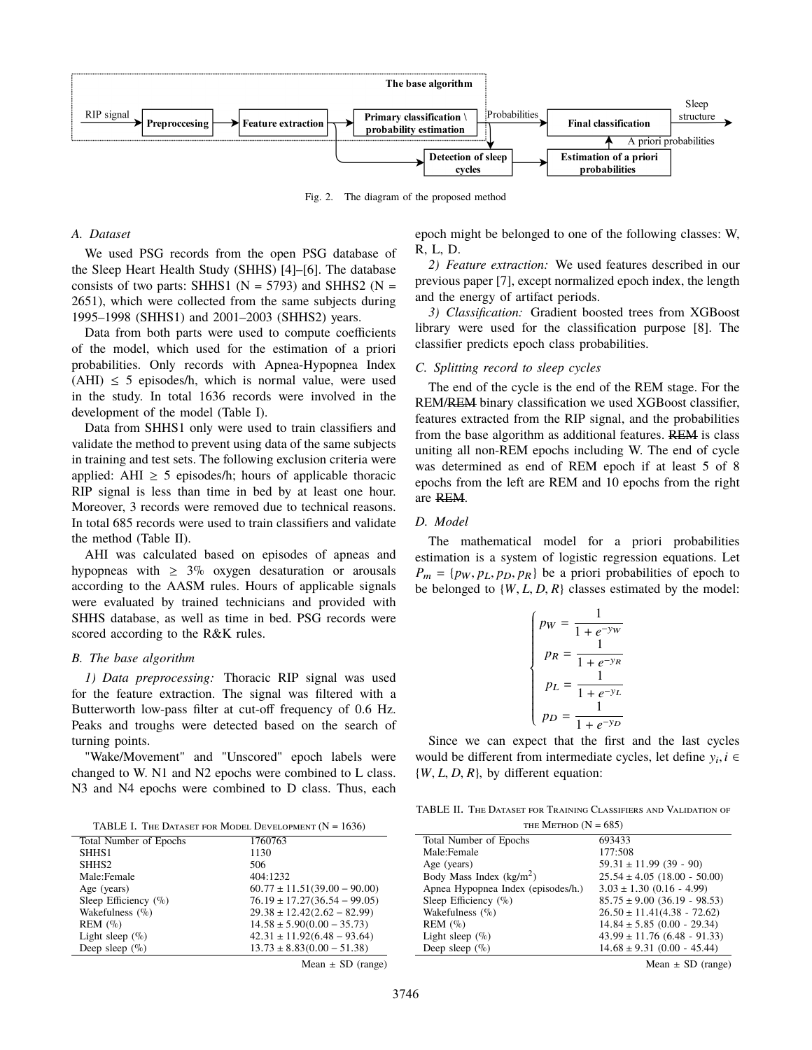Fig. 2. The diagram of the proposed method

### A. Dataset

We used PSG records from the open PSG database of the Sleep Heart Health Study (SHHS) [4]–[6]. The database consists of two parts: SHHS1 (N = 5793) and SHHS2 (N = 2651), which were collected from the same subjects during 1995–1998 (SHHS1) and 2001–2003 (SHHS2) years.

Data from both parts were used to compute coefficients of the model, which used for the estimation of a priori probabilities. Only records with Apnea-Hypopnea Index (AHI) $\leq$ 5 episodes/h, which is normal value, were used in the study. In total 1636 records were involved in the development of the model (Table I).

Data from SHHS1 only were used to train classifiers and validate the method to prevent using data of the same subjects in training and test sets. The following exclusion criteria were applied: AHI $\geq$ 5 episodes/h; hours of applicable thoracic RIP signal is less than time in bed by at least one hour. Moreover, 3 records were removed due to technical reasons. In total 685 records were used to train classifiers and validate the method (Table II).

AHI was calculated based on episodes of apneas and hypopneas with $\geq$ 3% oxygen desaturation or arousals according to the AASM rules. Hours of applicable signals were evaluated by trained technicians and provided with SHHS database, as well as time in bed. PSG records were scored according to the R&K rules.

### B. The base algorithm

*1) Data preprocessing:* Thoracic RIP signal was used for the feature extraction. The signal was filtered with a Butterworth low-pass filter at cut-off frequency of 0.6 Hz. Peaks and troughs were detected based on the search of turning points.

"Wake/Movement" and "Unscored" epoch labels were changed to W. N1 and N2 epochs were combined to L class. N3 and N4 epochs were combined to D class. Thus, each epoch might be belonged to one of the following classes: W, R, L, D.

*2) Feature extraction:* We used features described in our previous paper [7], except normalized epoch index, the length and the energy of artifact periods.

*3) Classification:* Gradient boosted trees from XGBoost library were used for the classification purpose [8]. The classifier predicts epoch class probabilities.

### C. Splitting record to sleep cycles

The end of the cycle is the end of the REM stage. For the REM/$\overline{\text{REM}}$ binary classification we used XGBoost classifier, features extracted from the RIP signal, and the probabilities from the base algorithm as additional features. $\overline{\text{REM}}$ is class uniting all non-REM epochs including W. The end of cycle was determined as end of REM epoch if at least 5 of 8 epochs from the left are REM and 10 epochs from the right are $\overline{\text{REM}}$.

### D. Model

The mathematical model for a priori probabilities estimation is a system of logistic regression equations. Let $P_m = \{p_W, p_L, p_D, p_R\}$ be a priori probabilities of epoch to be belonged to $\{W, L, D, R\}$ classes estimated by the model:

$$\begin{cases} p_W = \dfrac{1}{1 + e^{-y_W}} \\ p_R = \dfrac{1}{1 + e^{-y_R}} \\ p_L = \dfrac{1}{1 + e^{-y_L}} \\ p_D = \dfrac{1}{1 + e^{-y_D}} \end{cases}$$

Since we can expect that the first and the last cycles would be different from intermediate cycles, let define $y_i, i \in \{W, L, D, R\}$, by different equation:

TABLE I. The Dataset for Model Development (N = 1636)

| | |
|---|---|
| Total Number of Epochs | 1760763 |
| SHHS1 | 1130 |
| SHHS2 | 506 |
| Male:Female | 404:1232 |
| Age (years) | 60.77 ± 11.51(39.00 − 90.00) |
| Sleep Efficiency (%) | 76.19 ± 17.27(36.54 − 99.05) |
| Wakefulness (%) | 29.38 ± 12.42(2.62 − 82.99) |
| REM (%) | 14.58 ± 5.90(0.00 − 35.73) |
| Light sleep (%) | 42.31 ± 11.92(6.48 − 93.64) |
| Deep sleep (%) | 13.73 ± 8.83(0.00 − 51.38) |

Mean ± SD (range)

TABLE II. The Dataset for Training Classifiers and Validation of the Method (N = 685)

| | |
|---|---|
| Total Number of Epochs | 693433 |
| Male:Female | 177:508 |
| Age (years) | 59.31 ± 11.99 (39 - 90) |
| Body Mass Index (kg/m$^2$) | 25.54 ± 4.05 (18.00 - 50.00) |
| Apnea Hypopnea Index (episodes/h.) | 3.03 ± 1.30 (0.16 - 4.99) |
| Sleep Efficiency (%) | 85.75 ± 9.00 (36.19 - 98.53) |
| Wakefulness (%) | 26.50 ± 11.41(4.38 - 72.62) |
| REM (%) | 14.84 ± 5.85 (0.00 - 29.34) |
| Light sleep (%) | 43.99 ± 11.76 (6.48 - 91.33) |
| Deep sleep (%) | 14.68 ± 9.31 (0.00 - 45.44) |

Mean ± SD (range)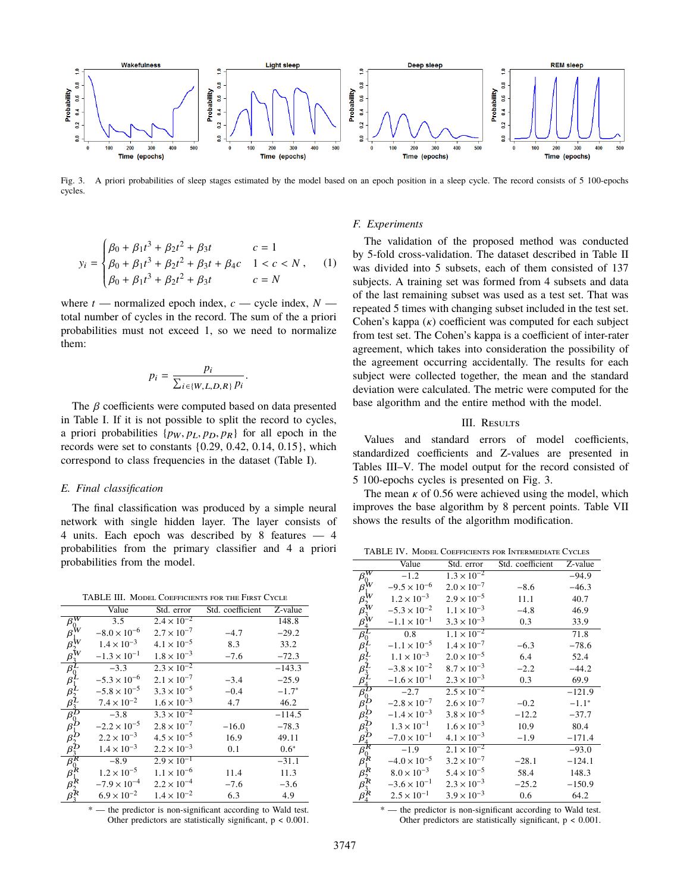Fig. 3. A priori probabilities of sleep stages estimated by the model based on an epoch position in a sleep cycle. The record consists of 5 100-epochs cycles.

$$y_i = \begin{cases} \beta_0 + \beta_1 t^3 + \beta_2 t^2 + \beta_3 t & c = 1 \\ \beta_0 + \beta_1 t^3 + \beta_2 t^2 + \beta_3 t + \beta_4 c & 1 < c < N \\ \beta_0 + \beta_1 t^3 + \beta_2 t^2 + \beta_3 t & c = N \end{cases}, \quad (1)$$

where $t$ — normalized epoch index, $c$ — cycle index, $N$ — total number of cycles in the record. The sum of the a priori probabilities must not exceed 1, so we need to normalize them:

$$p_i = \frac{p_i}{\sum_{i \in \{W,L,D,R\}} p_i}.$$

The $\beta$ coefficients were computed based on data presented in Table I. If it is not possible to split the record to cycles, a priori probabilities $\{p_W, p_L, p_D, p_R\}$ for all epoch in the records were set to constants $\{0.29, 0.42, 0.14, 0.15\}$, which correspond to class frequencies in the dataset (Table I).

### E. Final classification

The final classification was produced by a simple neural network with single hidden layer. The layer consists of 4 units. Each epoch was described by 8 features — 4 probabilities from the primary classifier and 4 a priori probabilities from the model.

TABLE III. Model Coefficients for the First Cycle

| | Value | Std. error | Std. coefficient | Z-value |
|---|---|---|---|---|
| $\beta_0^W$ | 3.5 | $2.4 \times 10^{-2}$ | | 148.8 |
| $\beta_1^W$ | $-8.0 \times 10^{-6}$ | $2.7 \times 10^{-7}$ | −4.7 | −29.2 |
| $\beta_2^W$ | $1.4 \times 10^{-3}$ | $4.1 \times 10^{-5}$ | 8.3 | 33.2 |
| $\beta_3^W$ | $-1.3 \times 10^{-1}$ | $1.8 \times 10^{-3}$ | −7.6 | −72.3 |
| $\beta_0^L$ | −3.3 | $2.3 \times 10^{-2}$ | | −143.3 |
| $\beta_1^L$ | $-5.3 \times 10^{-6}$ | $2.1 \times 10^{-7}$ | −3.4 | −25.9 |
| $\beta_2^L$ | $-5.8 \times 10^{-5}$ | $3.3 \times 10^{-5}$ | −0.4 | −1.7* |
| $\beta_3^L$ | $7.4 \times 10^{-2}$ | $1.6 \times 10^{-3}$ | 4.7 | 46.2 |
| $\beta_0^D$ | −3.8 | $3.3 \times 10^{-2}$ | | −114.5 |
| $\beta_1^D$ | $-2.2 \times 10^{-5}$ | $2.8 \times 10^{-7}$ | −16.0 | −78.3 |
| $\beta_2^D$ | $2.2 \times 10^{-3}$ | $4.5 \times 10^{-5}$ | 16.9 | 49.11 |
| $\beta_3^D$ | $1.4 \times 10^{-3}$ | $2.2 \times 10^{-3}$ | 0.1 | 0.6* |
| $\beta_0^R$ | −8.9 | $2.9 \times 10^{-1}$ | | −31.1 |
| $\beta_1^R$ | $1.2 \times 10^{-5}$ | $1.1 \times 10^{-6}$ | 11.4 | 11.3 |
| $\beta_2^R$ | $-7.9 \times 10^{-4}$ | $2.2 \times 10^{-4}$ | −7.6 | −3.6 |
| $\beta_3^R$ | $6.9 \times 10^{-2}$ | $1.4 \times 10^{-2}$ | 6.3 | 4.9 |

\* — the predictor is non-significant according to Wald test. Other predictors are statistically significant, $p < 0.001$.

### F. Experiments

The validation of the proposed method was conducted by 5-fold cross-validation. The dataset described in Table II was divided into 5 subsets, each of them consisted of 137 subjects. A training set was formed from 4 subsets and data of the last remaining subset was used as a test set. That was repeated 5 times with changing subset included in the test set. Cohen's kappa ($\kappa$) coefficient was computed for each subject from test set. The Cohen's kappa is a coefficient of inter-rater agreement, which takes into consideration the possibility of the agreement occurring accidentally. The results for each subject were collected together, the mean and the standard deviation were calculated. The metric were computed for the base algorithm and the entire method with the model.

## III. Results

Values and standard errors of model coefficients, standardized coefficients and Z-values are presented in Tables III–V. The model output for the record consisted of 5 100-epochs cycles is presented on Fig. 3.

The mean $\kappa$ of 0.56 were achieved using the model, which improves the base algorithm by 8 percent points. Table VII shows the results of the algorithm modification.

TABLE IV. Model Coefficients for Intermediate Cycles

| | Value | Std. error | Std. coefficient | Z-value |
|---|---|---|---|---|
| $\beta_0^W$ | −1.2 | $1.3 \times 10^{-2}$ | | −94.9 |
| $\beta_1^W$ | $-9.5 \times 10^{-6}$ | $2.0 \times 10^{-7}$ | −8.6 | −46.3 |
| $\beta_2^W$ | $1.2 \times 10^{-3}$ | $2.9 \times 10^{-5}$ | 11.1 | 40.7 |
| $\beta_3^W$ | $-5.3 \times 10^{-2}$ | $1.1 \times 10^{-3}$ | −4.8 | 46.9 |
| $\beta_4^W$ | $-1.1 \times 10^{-1}$ | $3.3 \times 10^{-3}$ | 0.3 | 33.9 |
| $\beta_0^L$ | 0.8 | $1.1 \times 10^{-2}$ | | 71.8 |
| $\beta_1^L$ | $-1.1 \times 10^{-5}$ | $1.4 \times 10^{-7}$ | −6.3 | −78.6 |
| $\beta_2^L$ | $1.1 \times 10^{-3}$ | $2.0 \times 10^{-5}$ | 6.4 | 52.4 |
| $\beta_3^L$ | $-3.8 \times 10^{-2}$ | $8.7 \times 10^{-3}$ | −2.2 | −44.2 |
| $\beta_4^L$ | $-1.6 \times 10^{-1}$ | $2.3 \times 10^{-3}$ | 0.3 | 69.9 |
| $\beta_0^D$ | −2.7 | $2.5 \times 10^{-2}$ | | −121.9 |
| $\beta_1^D$ | $-2.8 \times 10^{-7}$ | $2.6 \times 10^{-7}$ | −0.2 | −1.1* |
| $\beta_2^D$ | $-1.4 \times 10^{-3}$ | $3.8 \times 10^{-5}$ | −12.2 | −37.7 |
| $\beta_3^D$ | $1.3 \times 10^{-1}$ | $1.6 \times 10^{-3}$ | 10.9 | 80.4 |
| $\beta_4^D$ | $-7.0 \times 10^{-1}$ | $4.1 \times 10^{-3}$ | −1.9 | −171.4 |
| $\beta_0^R$ | −1.9 | $2.1 \times 10^{-2}$ | | −93.0 |
| $\beta_1^R$ | $-4.0 \times 10^{-5}$ | $3.2 \times 10^{-7}$ | −28.1 | −124.1 |
| $\beta_2^R$ | $8.0 \times 10^{-3}$ | $5.4 \times 10^{-5}$ | 58.4 | 148.3 |
| $\beta_3^R$ | $-3.6 \times 10^{-1}$ | $2.3 \times 10^{-3}$ | −25.2 | −150.9 |
| $\beta_4^R$ | $2.5 \times 10^{-1}$ | $3.9 \times 10^{-3}$ | 0.6 | 64.2 |

\* — the predictor is non-significant according to Wald test. Other predictors are statistically significant, $p < 0.001$.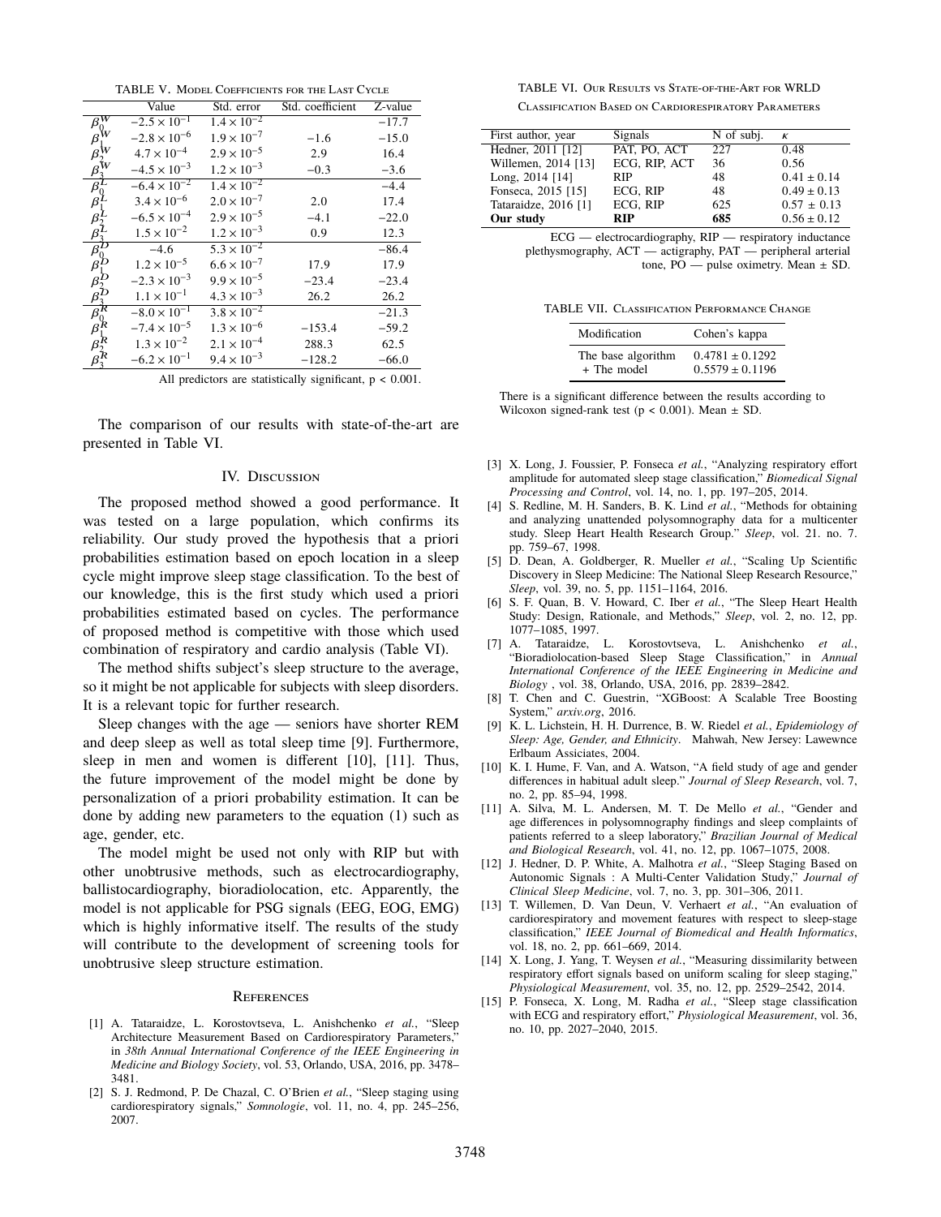TABLE V. Model Coefficients for the Last Cycle

| | Value | Std. error | Std. coefficient | Z-value |
|---|---|---|---|---|
| $\beta_0^W$ | $-2.5\times10^{-1}$ | $1.4\times10^{-2}$ | | $-17.7$ |
| $\beta_1^W$ | $-2.8\times10^{-6}$ | $1.9\times10^{-7}$ | $-1.6$ | $-15.0$ |
| $\beta_2^W$ | $4.7\times10^{-4}$ | $2.9\times10^{-5}$ | $2.9$ | $16.4$ |
| $\beta_3^W$ | $-4.5\times10^{-3}$ | $1.2\times10^{-3}$ | $-0.3$ | $-3.6$ |
| $\beta_0^L$ | $-6.4\times10^{-2}$ | $1.4\times10^{-2}$ | | $-4.4$ |
| $\beta_1^L$ | $3.4\times10^{-6}$ | $2.0\times10^{-7}$ | $2.0$ | $17.4$ |
| $\beta_2^L$ | $-6.5\times10^{-4}$ | $2.9\times10^{-5}$ | $-4.1$ | $-22.0$ |
| $\beta_3^L$ | $1.5\times10^{-2}$ | $1.2\times10^{-3}$ | $0.9$ | $12.3$ |
| $\beta_0^D$ | $-4.6$ | $5.3\times10^{-2}$ | | $-86.4$ |
| $\beta_1^D$ | $1.2\times10^{-5}$ | $6.6\times10^{-7}$ | $17.9$ | $17.9$ |
| $\beta_2^D$ | $-2.3\times10^{-3}$ | $9.9\times10^{-5}$ | $-23.4$ | $-23.4$ |
| $\beta_3^D$ | $1.1\times10^{-1}$ | $4.3\times10^{-3}$ | $26.2$ | $26.2$ |
| $\beta_0^R$ | $-8.0\times10^{-1}$ | $3.8\times10^{-2}$ | | $-21.3$ |
| $\beta_1^R$ | $-7.4\times10^{-5}$ | $1.3\times10^{-6}$ | $-153.4$ | $-59.2$ |
| $\beta_2^R$ | $1.3\times10^{-2}$ | $2.1\times10^{-4}$ | $288.3$ | $62.5$ |
| $\beta_3^R$ | $-6.2\times10^{-1}$ | $9.4\times10^{-3}$ | $-128.2$ | $-66.0$ |

All predictors are statistically significant, $p < 0.001$.

The comparison of our results with state-of-the-art are presented in Table VI.

## IV. Discussion

The proposed method showed a good performance. It was tested on a large population, which confirms its reliability. Our study proved the hypothesis that a priori probabilities estimation based on epoch location in a sleep cycle might improve sleep stage classification. To the best of our knowledge, this is the first study which used a priori probabilities estimated based on cycles. The performance of proposed method is competitive with those which used combination of respiratory and cardio analysis (Table VI).

The method shifts subject's sleep structure to the average, so it might be not applicable for subjects with sleep disorders. It is a relevant topic for further research.

Sleep changes with the age — seniors have shorter REM and deep sleep as well as total sleep time [9]. Furthermore, sleep in men and women is different [10], [11]. Thus, the future improvement of the model might be done by personalization of a priori probability estimation. It can be done by adding new parameters to the equation (1) such as age, gender, etc.

The model might be used not only with RIP but with other unobtrusive methods, such as electrocardiography, ballistocardiography, bioradiolocation, etc. Apparently, the model is not applicable for PSG signals (EEG, EOG, EMG) which is highly informative itself. The results of the study will contribute to the development of screening tools for unobtrusive sleep structure estimation.

TABLE VI. Our Results vs State-of-the-Art for WRLD Classification Based on Cardiorespiratory Parameters

| First author, year | Signals | N of subj. | $\kappa$ |
|---|---|---|---|
| Hedner, 2011 [12] | PAT, PO, ACT | 227 | 0.48 |
| Willemen, 2014 [13] | ECG, RIP, ACT | 36 | 0.56 |
| Long, 2014 [14] | RIP | 48 | $0.41 \pm 0.14$ |
| Fonseca, 2015 [15] | ECG, RIP | 48 | $0.49 \pm 0.13$ |
| Tataraidze, 2016 [1] | ECG, RIP | 625 | $0.57 \pm 0.13$ |
| **Our study** | **RIP** | **685** | $0.56 \pm 0.12$ |

ECG — electrocardiography, RIP — respiratory inductance plethysmography, ACT — actigraphy, PAT — peripheral arterial tone, PO — pulse oximetry. Mean ± SD.

TABLE VII. Classification Performance Change

| Modification | Cohen's kappa |
|---|---|
| The base algorithm | $0.4781 \pm 0.1292$ |
| + The model | $0.5579 \pm 0.1196$ |

There is a significant difference between the results according to Wilcoxon signed-rank test ($p < 0.001$). Mean ± SD.

## References

[1] A. Tataraidze, L. Korostovtseva, L. Anishchenko *et al.*, "Sleep Architecture Measurement Based on Cardiorespiratory Parameters," in *38th Annual International Conference of the IEEE Engineering in Medicine and Biology Society*, vol. 53, Orlando, USA, 2016, pp. 3478–3481.

[2] S. J. Redmond, P. De Chazal, C. O'Brien *et al.*, "Sleep staging using cardiorespiratory signals," *Somnologie*, vol. 11, no. 4, pp. 245–256, 2007.

[3] X. Long, J. Foussier, P. Fonseca *et al.*, "Analyzing respiratory effort amplitude for automated sleep stage classification," *Biomedical Signal Processing and Control*, vol. 14, no. 1, pp. 197–205, 2014.

[4] S. Redline, M. H. Sanders, B. K. Lind *et al.*, "Methods for obtaining and analyzing unattended polysomnography data for a multicenter study. Sleep Heart Health Research Group." *Sleep*, vol. 21. no. 7. pp. 759–67, 1998.

[5] D. Dean, A. Goldberger, R. Mueller *et al.*, "Scaling Up Scientific Discovery in Sleep Medicine: The National Sleep Research Resource," *Sleep*, vol. 39, no. 5, pp. 1151–1164, 2016.

[6] S. F. Quan, B. V. Howard, C. Iber *et al.*, "The Sleep Heart Health Study: Design, Rationale, and Methods," *Sleep*, vol. 2, no. 12, pp. 1077–1085, 1997.

[7] A. Tataraidze, L. Korostovtseva, L. Anishchenko *et al.*, "Bioradiolocation-based Sleep Stage Classification," in *Annual International Conference of the IEEE Engineering in Medicine and Biology* , vol. 38, Orlando, USA, 2016, pp. 2839–2842.

[8] T. Chen and C. Guestrin, "XGBoost: A Scalable Tree Boosting System," *arxiv.org*, 2016.

[9] K. L. Lichstein, H. H. Durrence, B. W. Riedel *et al.*, *Epidemiology of Sleep: Age, Gender, and Ethnicity*. Mahwah, New Jersey: Lawewnce Erlbaum Assiciates, 2004.

[10] K. I. Hume, F. Van, and A. Watson, "A field study of age and gender differences in habitual adult sleep." *Journal of Sleep Research*, vol. 7, no. 2, pp. 85–94, 1998.

[11] A. Silva, M. L. Andersen, M. T. De Mello *et al.*, "Gender and age differences in polysomnography findings and sleep complaints of patients referred to a sleep laboratory," *Brazilian Journal of Medical and Biological Research*, vol. 41, no. 12, pp. 1067–1075, 2008.

[12] J. Hedner, D. P. White, A. Malhotra *et al.*, "Sleep Staging Based on Autonomic Signals : A Multi-Center Validation Study," *Journal of Clinical Sleep Medicine*, vol. 7, no. 3, pp. 301–306, 2011.

[13] T. Willemen, D. Van Deun, V. Verhaert *et al.*, "An evaluation of cardiorespiratory and movement features with respect to sleep-stage classification," *IEEE Journal of Biomedical and Health Informatics*, vol. 18, no. 2, pp. 661–669, 2014.

[14] X. Long, J. Yang, T. Weysen *et al.*, "Measuring dissimilarity between respiratory effort signals based on uniform scaling for sleep staging," *Physiological Measurement*, vol. 35, no. 12, pp. 2529–2542, 2014.

[15] P. Fonseca, X. Long, M. Radha *et al.*, "Sleep stage classification with ECG and respiratory effort," *Physiological Measurement*, vol. 36, no. 10, pp. 2027–2040, 2015.